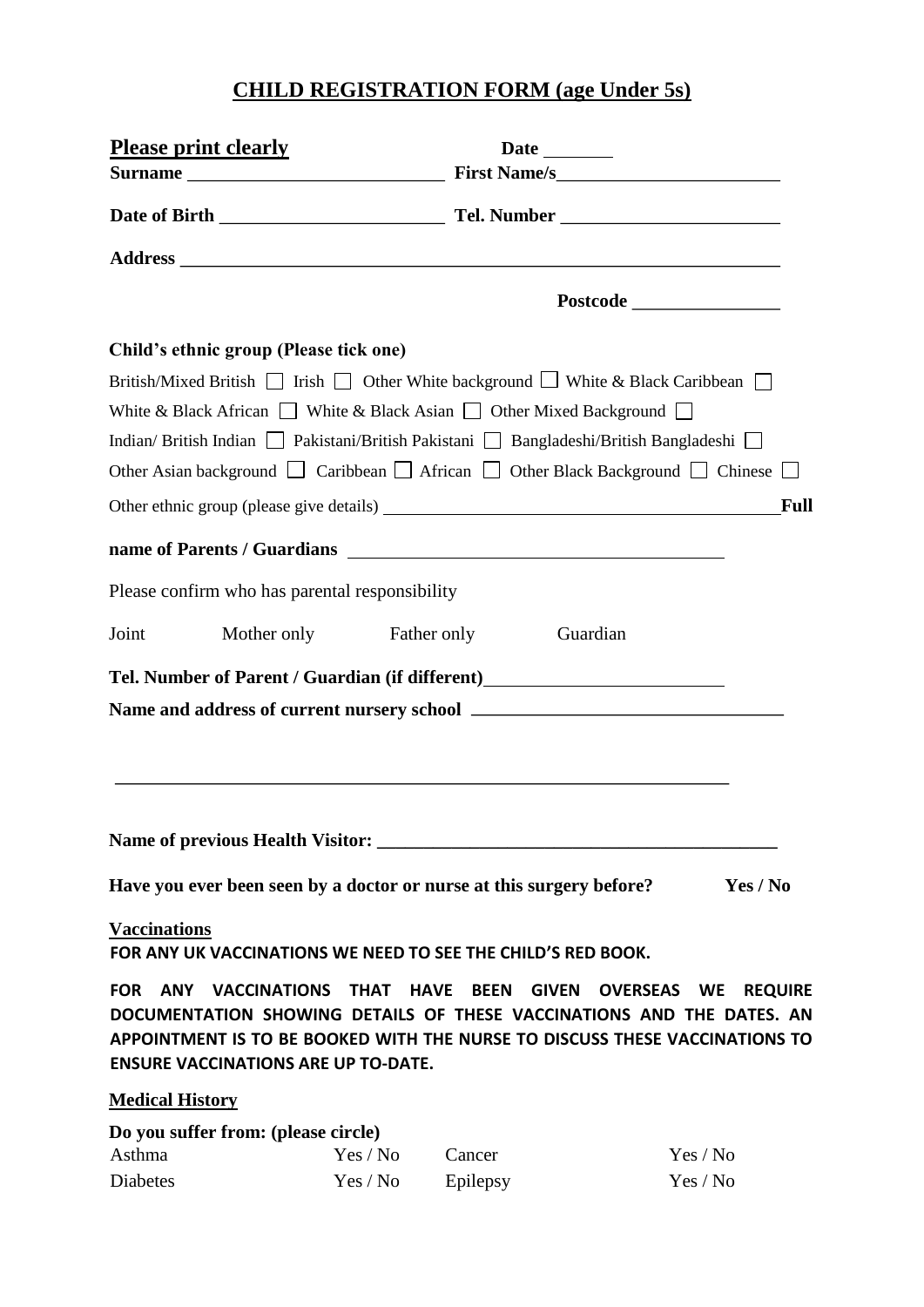# CHILD REGISTRATION FORM (age Under 5s)

**Please print clearly** **Date** ________

**Surname** ___________________________ **First Name/s**________________________

**Date of Birth** ________________________ **Tel. Number** ________________________

**Address** ________________________________________________________________

**Postcode** ________________

**Child's ethnic group (Please tick one)**

British/Mixed British ☐ Irish ☐ Other White background ☐ White & Black Caribbean ☐

White & Black African ☐ White & Black Asian ☐ Other Mixed Background ☐

Indian/ British Indian ☐ Pakistani/British Pakistani ☐ Bangladeshi/British Bangladeshi ☐

Other Asian background ☐ Caribbean ☐ African ☐ Other Black Background ☐ Chinese ☐

Other ethnic group (please give details) ______________________________________________

**Full name of Parents / Guardians** ________________________________________

Please confirm who has parental responsibility

Joint Mother only Father only Guardian

**Tel. Number of Parent / Guardian (if different)**__________________________

**Name and address of current nursery school** __________________________________

______________________________________________________________________

**Name of previous Health Visitor:** _____________________________________________

**Have you ever been seen by a doctor or nurse at this surgery before?** **Yes / No**

**Vaccinations**

**FOR ANY UK VACCINATIONS WE NEED TO SEE THE CHILD'S RED BOOK.**

**FOR ANY VACCINATIONS THAT HAVE BEEN GIVEN OVERSEAS WE REQUIRE DOCUMENTATION SHOWING DETAILS OF THESE VACCINATIONS AND THE DATES. AN APPOINTMENT IS TO BE BOOKED WITH THE NURSE TO DISCUSS THESE VACCINATIONS TO ENSURE VACCINATIONS ARE UP TO-DATE.**

**Medical History**

**Do you suffer from: (please circle)**

| | | | |
|---|---|---|---|
| Asthma | Yes / No | Cancer | Yes / No |
| Diabetes | Yes / No | Epilepsy | Yes / No |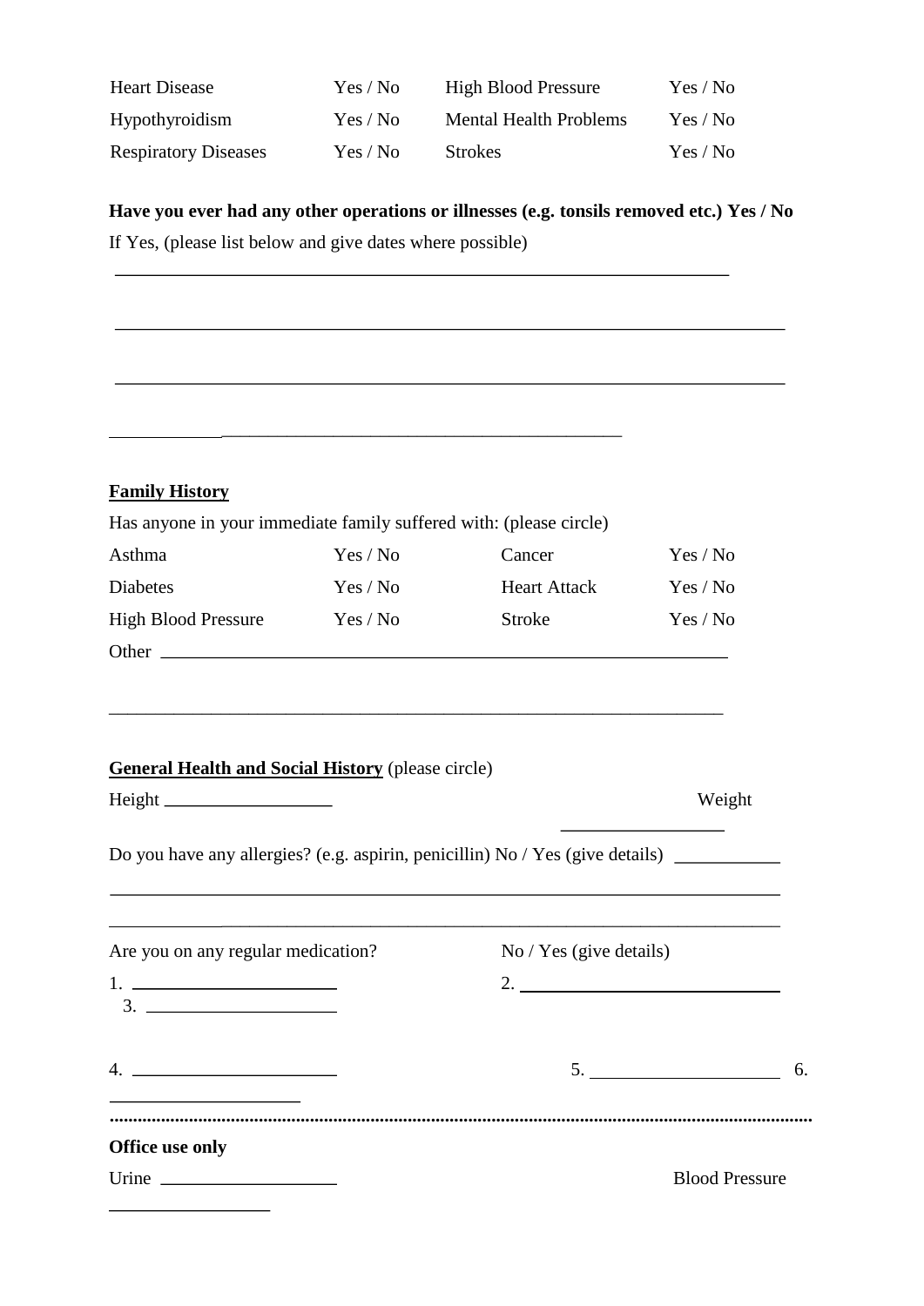| | | | |
|---|---|---|---|
| Heart Disease | Yes / No | High Blood Pressure | Yes / No |
| Hypothyroidism | Yes / No | Mental Health Problems | Yes / No |
| Respiratory Diseases | Yes / No | Strokes | Yes / No |

**Have you ever had any other operations or illnesses (e.g. tonsils removed etc.) Yes / No**

If Yes, (please list below and give dates where possible)

\_\_\_\_\_\_\_\_\_\_\_\_\_\_\_\_\_\_\_\_\_\_\_\_\_\_\_\_\_\_\_\_\_\_\_\_\_\_\_\_\_\_\_\_\_\_\_\_\_\_\_\_\_\_\_\_\_\_\_\_

\_\_\_\_\_\_\_\_\_\_\_\_\_\_\_\_\_\_\_\_\_\_\_\_\_\_\_\_\_\_\_\_\_\_\_\_\_\_\_\_\_\_\_\_\_\_\_\_\_\_\_\_\_\_\_\_\_\_\_\_

\_\_\_\_\_\_\_\_\_\_\_\_\_\_\_\_\_\_\_\_\_\_\_\_\_\_\_\_\_\_\_\_\_\_\_\_\_\_\_\_\_\_\_\_\_\_\_\_\_\_\_\_\_\_\_\_\_\_\_\_

\_\_\_\_\_\_\_\_\_\_\_\_\_\_\_\_\_\_\_\_\_\_\_\_\_\_\_\_\_\_\_\_\_\_\_\_\_\_\_\_\_\_\_\_\_\_\_\_

**Family History**

Has anyone in your immediate family suffered with: (please circle)

| | | | |
|---|---|---|---|
| Asthma | Yes / No | Cancer | Yes / No |
| Diabetes | Yes / No | Heart Attack | Yes / No |
| High Blood Pressure | Yes / No | Stroke | Yes / No |

Other \_\_\_\_\_\_\_\_\_\_\_\_\_\_\_\_\_\_\_\_\_\_\_\_\_\_\_\_\_\_\_\_\_\_\_\_\_\_\_\_\_\_\_\_\_\_\_\_\_\_\_\_\_\_

\_\_\_\_\_\_\_\_\_\_\_\_\_\_\_\_\_\_\_\_\_\_\_\_\_\_\_\_\_\_\_\_\_\_\_\_\_\_\_\_\_\_\_\_\_\_\_\_\_\_\_\_\_\_\_\_\_\_\_\_

**General Health and Social History** (please circle)

Height \_\_\_\_\_\_\_\_\_\_\_\_\_\_\_\_\_\_ Weight \_\_\_\_\_\_\_\_\_\_\_\_\_\_\_\_\_\_

Do you have any allergies? (e.g. aspirin, penicillin) No / Yes (give details) \_\_\_\_\_\_\_\_\_\_\_

\_\_\_\_\_\_\_\_\_\_\_\_\_\_\_\_\_\_\_\_\_\_\_\_\_\_\_\_\_\_\_\_\_\_\_\_\_\_\_\_\_\_\_\_\_\_\_\_\_\_\_\_\_\_\_\_\_\_\_\_

\_\_\_\_\_\_\_\_\_\_\_\_\_\_\_\_\_\_\_\_\_\_\_\_\_\_\_\_\_\_\_\_\_\_\_\_\_\_\_\_\_\_\_\_\_\_\_\_\_\_\_\_\_\_\_\_\_\_\_\_

Are you on any regular medication? No / Yes (give details)

1. \_\_\_\_\_\_\_\_\_\_\_\_\_\_\_\_\_\_\_\_\_\_ 2. \_\_\_\_\_\_\_\_\_\_\_\_\_\_\_\_\_\_\_\_\_\_\_\_\_\_\_\_

3. \_\_\_\_\_\_\_\_\_\_\_\_\_\_\_\_\_\_\_\_\_\_

4. \_\_\_\_\_\_\_\_\_\_\_\_\_\_\_\_\_\_\_\_\_\_ 5. \_\_\_\_\_\_\_\_\_\_\_\_\_\_\_\_\_\_\_\_\_\_ 6. \_\_\_\_\_\_\_\_\_\_\_\_\_\_\_\_\_\_\_\_\_\_

.......................................................................................................................................................

**Office use only**

Urine \_\_\_\_\_\_\_\_\_\_\_\_\_\_\_\_\_\_\_\_ Blood Pressure \_\_\_\_\_\_\_\_\_\_\_\_\_\_\_\_\_\_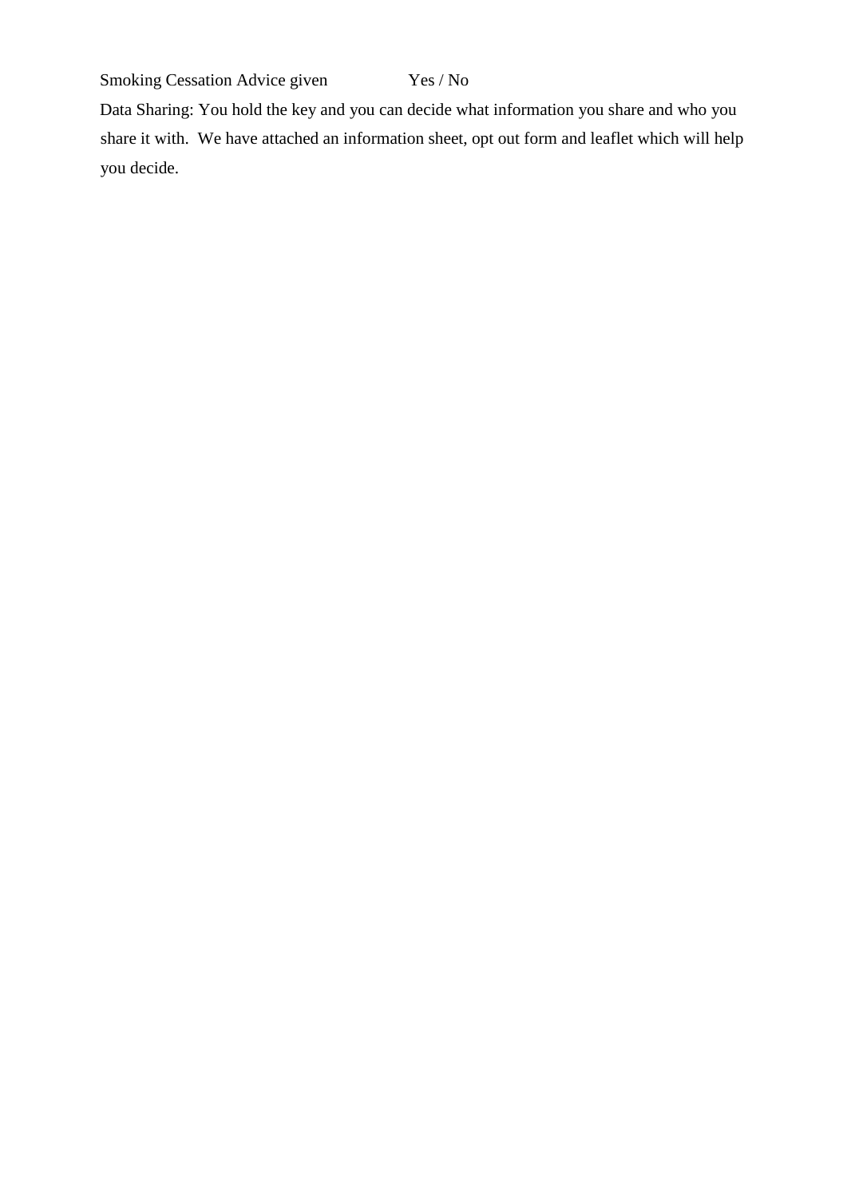Smoking Cessation Advice given Yes / No

Data Sharing: You hold the key and you can decide what information you share and who you share it with. We have attached an information sheet, opt out form and leaflet which will help you decide.